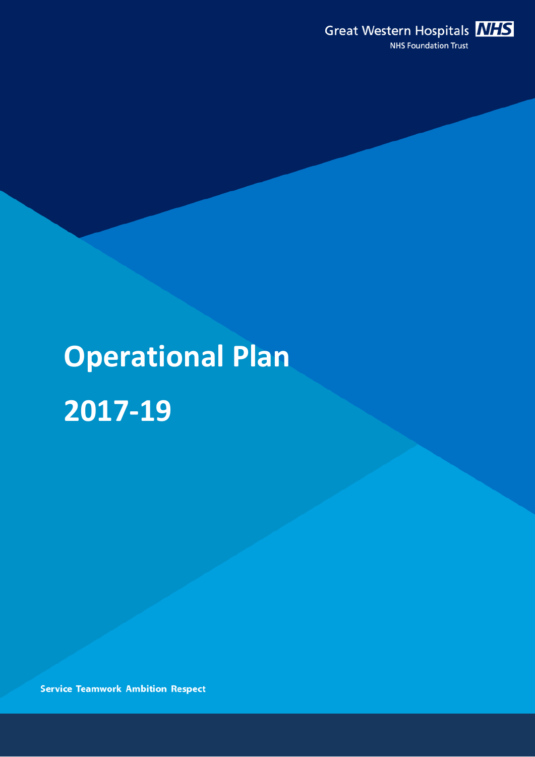Great Western Hospitals NHS

NHS Foundation Trust

# Operational Plan

# 2017-19

**Service Teamwork Ambition Respect**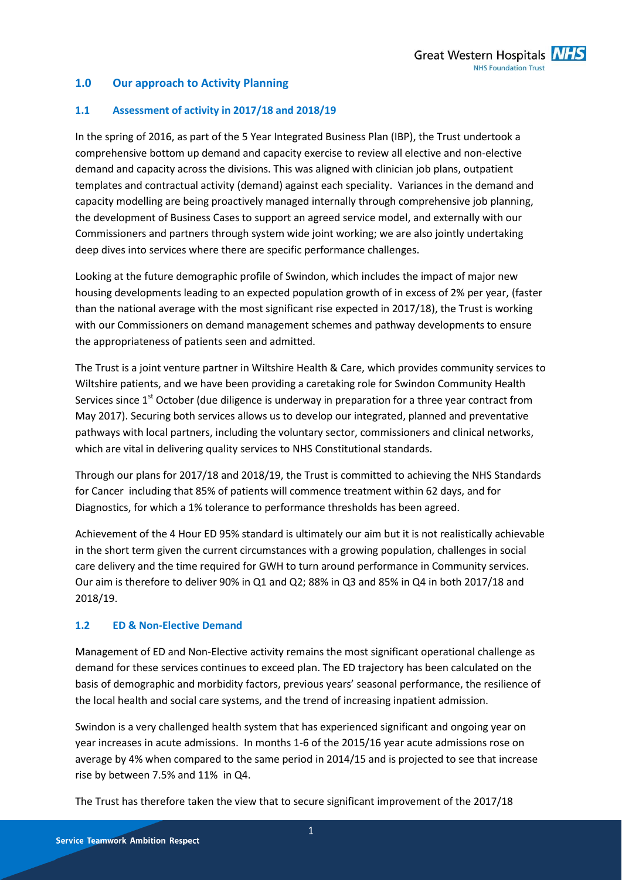## 1.0 Our approach to Activity Planning

### 1.1 Assessment of activity in 2017/18 and 2018/19

In the spring of 2016, as part of the 5 Year Integrated Business Plan (IBP), the Trust undertook a comprehensive bottom up demand and capacity exercise to review all elective and non-elective demand and capacity across the divisions. This was aligned with clinician job plans, outpatient templates and contractual activity (demand) against each speciality. Variances in the demand and capacity modelling are being proactively managed internally through comprehensive job planning, the development of Business Cases to support an agreed service model, and externally with our Commissioners and partners through system wide joint working; we are also jointly undertaking deep dives into services where there are specific performance challenges.

Looking at the future demographic profile of Swindon, which includes the impact of major new housing developments leading to an expected population growth of in excess of 2% per year, (faster than the national average with the most significant rise expected in 2017/18), the Trust is working with our Commissioners on demand management schemes and pathway developments to ensure the appropriateness of patients seen and admitted.

The Trust is a joint venture partner in Wiltshire Health & Care, which provides community services to Wiltshire patients, and we have been providing a caretaking role for Swindon Community Health Services since 1st October (due diligence is underway in preparation for a three year contract from May 2017). Securing both services allows us to develop our integrated, planned and preventative pathways with local partners, including the voluntary sector, commissioners and clinical networks, which are vital in delivering quality services to NHS Constitutional standards.

Through our plans for 2017/18 and 2018/19, the Trust is committed to achieving the NHS Standards for Cancer including that 85% of patients will commence treatment within 62 days, and for Diagnostics, for which a 1% tolerance to performance thresholds has been agreed.

Achievement of the 4 Hour ED 95% standard is ultimately our aim but it is not realistically achievable in the short term given the current circumstances with a growing population, challenges in social care delivery and the time required for GWH to turn around performance in Community services. Our aim is therefore to deliver 90% in Q1 and Q2; 88% in Q3 and 85% in Q4 in both 2017/18 and 2018/19.

### 1.2 ED & Non-Elective Demand

Management of ED and Non-Elective activity remains the most significant operational challenge as demand for these services continues to exceed plan. The ED trajectory has been calculated on the basis of demographic and morbidity factors, previous years' seasonal performance, the resilience of the local health and social care systems, and the trend of increasing inpatient admission.

Swindon is a very challenged health system that has experienced significant and ongoing year on year increases in acute admissions. In months 1-6 of the 2015/16 year acute admissions rose on average by 4% when compared to the same period in 2014/15 and is projected to see that increase rise by between 7.5% and 11% in Q4.

The Trust has therefore taken the view that to secure significant improvement of the 2017/18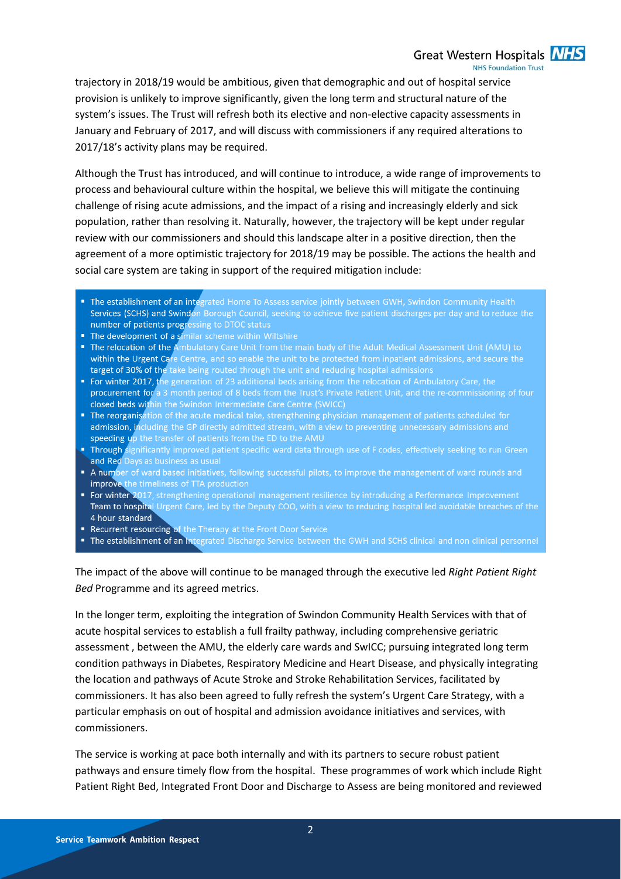trajectory in 2018/19 would be ambitious, given that demographic and out of hospital service provision is unlikely to improve significantly, given the long term and structural nature of the system's issues. The Trust will refresh both its elective and non-elective capacity assessments in January and February of 2017, and will discuss with commissioners if any required alterations to 2017/18's activity plans may be required.

Although the Trust has introduced, and will continue to introduce, a wide range of improvements to process and behavioural culture within the hospital, we believe this will mitigate the continuing challenge of rising acute admissions, and the impact of a rising and increasingly elderly and sick population, rather than resolving it. Naturally, however, the trajectory will be kept under regular review with our commissioners and should this landscape alter in a positive direction, then the agreement of a more optimistic trajectory for 2018/19 may be possible. The actions the health and social care system are taking in support of the required mitigation include:

- The establishment of an integrated Home To Assess service jointly between GWH, Swindon Community Health Services (SCHS) and Swindon Borough Council, seeking to achieve five patient discharges per day and to reduce the number of patients progressing to DTOC status
- The development of a similar scheme within Wiltshire
- The relocation of the Ambulatory Care Unit from the main body of the Adult Medical Assessment Unit (AMU) to within the Urgent Care Centre, and so enable the unit to be protected from inpatient admissions, and secure the target of 30% of the take being routed through the unit and reducing hospital admissions
- For winter 2017, the generation of 23 additional beds arising from the relocation of Ambulatory Care, the procurement for a 3 month period of 8 beds from the Trust's Private Patient Unit, and the re-commissioning of four closed beds within the Swindon Intermediate Care Centre (SWICC)
- The reorganisation of the acute medical take, strengthening physician management of patients scheduled for admission, including the GP directly admitted stream, with a view to preventing unnecessary admissions and speeding up the transfer of patients from the ED to the AMU
- Through significantly improved patient specific ward data through use of F codes, effectively seeking to run Green and Red Days as business as usual
- A number of ward based initiatives, following successful pilots, to improve the management of ward rounds and improve the timeliness of TTA production
- For winter 2017, strengthening operational management resilience by introducing a Performance Improvement Team to hospital Urgent Care, led by the Deputy COO, with a view to reducing hospital led avoidable breaches of the 4 hour standard
- Recurrent resourcing of the Therapy at the Front Door Service
- The establishment of an Integrated Discharge Service between the GWH and SCHS clinical and non clinical personnel

The impact of the above will continue to be managed through the executive led *Right Patient Right Bed* Programme and its agreed metrics.

In the longer term, exploiting the integration of Swindon Community Health Services with that of acute hospital services to establish a full frailty pathway, including comprehensive geriatric assessment , between the AMU, the elderly care wards and SwICC; pursuing integrated long term condition pathways in Diabetes, Respiratory Medicine and Heart Disease, and physically integrating the location and pathways of Acute Stroke and Stroke Rehabilitation Services, facilitated by commissioners. It has also been agreed to fully refresh the system's Urgent Care Strategy, with a particular emphasis on out of hospital and admission avoidance initiatives and services, with commissioners.

The service is working at pace both internally and with its partners to secure robust patient pathways and ensure timely flow from the hospital. These programmes of work which include Right Patient Right Bed, Integrated Front Door and Discharge to Assess are being monitored and reviewed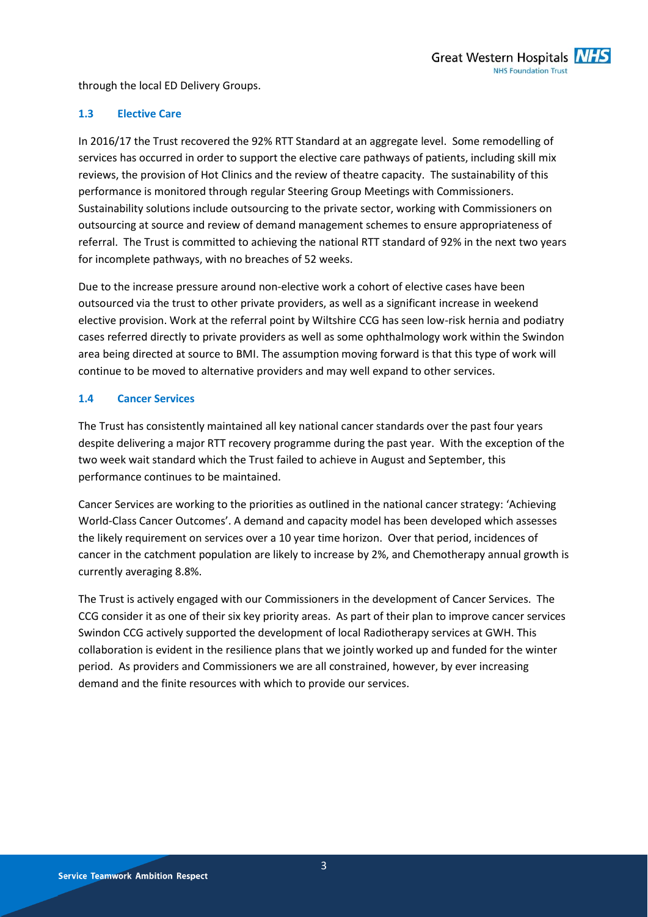through the local ED Delivery Groups.

### 1.3 Elective Care

In 2016/17 the Trust recovered the 92% RTT Standard at an aggregate level. Some remodelling of services has occurred in order to support the elective care pathways of patients, including skill mix reviews, the provision of Hot Clinics and the review of theatre capacity. The sustainability of this performance is monitored through regular Steering Group Meetings with Commissioners. Sustainability solutions include outsourcing to the private sector, working with Commissioners on outsourcing at source and review of demand management schemes to ensure appropriateness of referral. The Trust is committed to achieving the national RTT standard of 92% in the next two years for incomplete pathways, with no breaches of 52 weeks.

Due to the increase pressure around non-elective work a cohort of elective cases have been outsourced via the trust to other private providers, as well as a significant increase in weekend elective provision. Work at the referral point by Wiltshire CCG has seen low-risk hernia and podiatry cases referred directly to private providers as well as some ophthalmology work within the Swindon area being directed at source to BMI. The assumption moving forward is that this type of work will continue to be moved to alternative providers and may well expand to other services.

### 1.4 Cancer Services

The Trust has consistently maintained all key national cancer standards over the past four years despite delivering a major RTT recovery programme during the past year. With the exception of the two week wait standard which the Trust failed to achieve in August and September, this performance continues to be maintained.

Cancer Services are working to the priorities as outlined in the national cancer strategy: 'Achieving World-Class Cancer Outcomes'. A demand and capacity model has been developed which assesses the likely requirement on services over a 10 year time horizon. Over that period, incidences of cancer in the catchment population are likely to increase by 2%, and Chemotherapy annual growth is currently averaging 8.8%.

The Trust is actively engaged with our Commissioners in the development of Cancer Services. The CCG consider it as one of their six key priority areas. As part of their plan to improve cancer services Swindon CCG actively supported the development of local Radiotherapy services at GWH. This collaboration is evident in the resilience plans that we jointly worked up and funded for the winter period. As providers and Commissioners we are all constrained, however, by ever increasing demand and the finite resources with which to provide our services.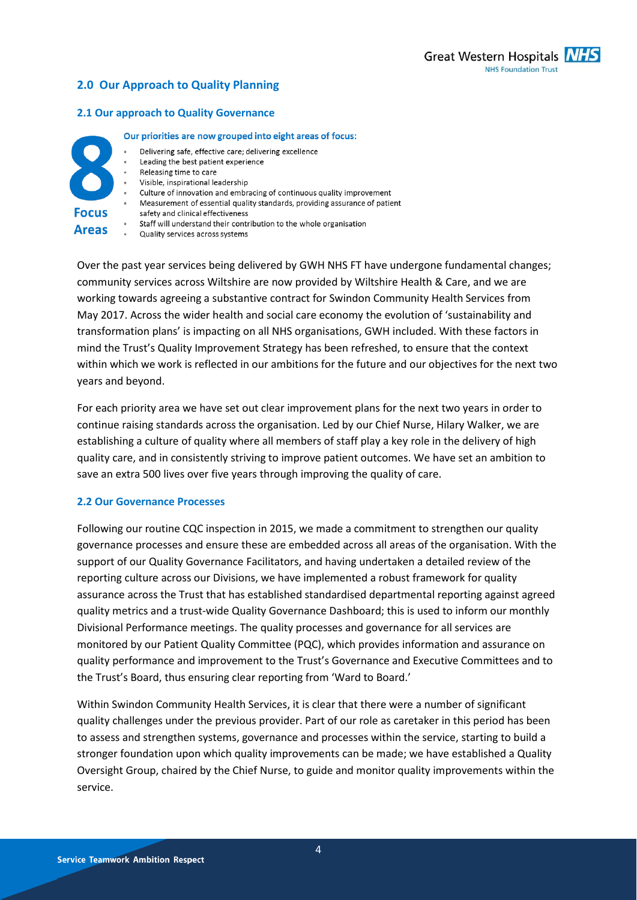## 2.0 Our Approach to Quality Planning

### 2.1 Our approach to Quality Governance

**8 Focus Areas**

**Our priorities are now grouped into eight areas of focus:**

- Delivering safe, effective care; delivering excellence
- Leading the best patient experience
- Releasing time to care
- Visible, inspirational leadership
- Culture of innovation and embracing of continuous quality improvement
- Measurement of essential quality standards, providing assurance of patient safety and clinical effectiveness
- Staff will understand their contribution to the whole organisation
- Quality services across systems

Over the past year services being delivered by GWH NHS FT have undergone fundamental changes; community services across Wiltshire are now provided by Wiltshire Health & Care, and we are working towards agreeing a substantive contract for Swindon Community Health Services from May 2017. Across the wider health and social care economy the evolution of 'sustainability and transformation plans' is impacting on all NHS organisations, GWH included. With these factors in mind the Trust's Quality Improvement Strategy has been refreshed, to ensure that the context within which we work is reflected in our ambitions for the future and our objectives for the next two years and beyond.

For each priority area we have set out clear improvement plans for the next two years in order to continue raising standards across the organisation. Led by our Chief Nurse, Hilary Walker, we are establishing a culture of quality where all members of staff play a key role in the delivery of high quality care, and in consistently striving to improve patient outcomes. We have set an ambition to save an extra 500 lives over five years through improving the quality of care.

### 2.2 Our Governance Processes

Following our routine CQC inspection in 2015, we made a commitment to strengthen our quality governance processes and ensure these are embedded across all areas of the organisation. With the support of our Quality Governance Facilitators, and having undertaken a detailed review of the reporting culture across our Divisions, we have implemented a robust framework for quality assurance across the Trust that has established standardised departmental reporting against agreed quality metrics and a trust-wide Quality Governance Dashboard; this is used to inform our monthly Divisional Performance meetings. The quality processes and governance for all services are monitored by our Patient Quality Committee (PQC), which provides information and assurance on quality performance and improvement to the Trust's Governance and Executive Committees and to the Trust's Board, thus ensuring clear reporting from 'Ward to Board.'

Within Swindon Community Health Services, it is clear that there were a number of significant quality challenges under the previous provider. Part of our role as caretaker in this period has been to assess and strengthen systems, governance and processes within the service, starting to build a stronger foundation upon which quality improvements can be made; we have established a Quality Oversight Group, chaired by the Chief Nurse, to guide and monitor quality improvements within the service.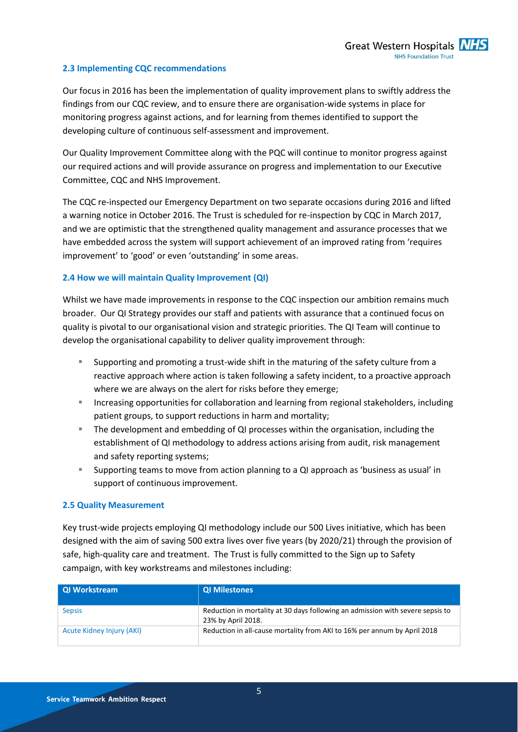## 2.3 Implementing CQC recommendations

Our focus in 2016 has been the implementation of quality improvement plans to swiftly address the findings from our CQC review, and to ensure there are organisation-wide systems in place for monitoring progress against actions, and for learning from themes identified to support the developing culture of continuous self-assessment and improvement.

Our Quality Improvement Committee along with the PQC will continue to monitor progress against our required actions and will provide assurance on progress and implementation to our Executive Committee, CQC and NHS Improvement.

The CQC re-inspected our Emergency Department on two separate occasions during 2016 and lifted a warning notice in October 2016. The Trust is scheduled for re-inspection by CQC in March 2017, and we are optimistic that the strengthened quality management and assurance processes that we have embedded across the system will support achievement of an improved rating from 'requires improvement' to 'good' or even 'outstanding' in some areas.

## 2.4 How we will maintain Quality Improvement (QI)

Whilst we have made improvements in response to the CQC inspection our ambition remains much broader. Our QI Strategy provides our staff and patients with assurance that a continued focus on quality is pivotal to our organisational vision and strategic priorities. The QI Team will continue to develop the organisational capability to deliver quality improvement through:

- Supporting and promoting a trust-wide shift in the maturing of the safety culture from a reactive approach where action is taken following a safety incident, to a proactive approach where we are always on the alert for risks before they emerge;
- Increasing opportunities for collaboration and learning from regional stakeholders, including patient groups, to support reductions in harm and mortality;
- The development and embedding of QI processes within the organisation, including the establishment of QI methodology to address actions arising from audit, risk management and safety reporting systems;
- Supporting teams to move from action planning to a QI approach as 'business as usual' in support of continuous improvement.

## 2.5 Quality Measurement

Key trust-wide projects employing QI methodology include our 500 Lives initiative, which has been designed with the aim of saving 500 extra lives over five years (by 2020/21) through the provision of safe, high-quality care and treatment. The Trust is fully committed to the Sign up to Safety campaign, with key workstreams and milestones including:

| QI Workstream | QI Milestones |
|---|---|
| Sepsis | Reduction in mortality at 30 days following an admission with severe sepsis to 23% by April 2018. |
| Acute Kidney Injury (AKI) | Reduction in all-cause mortality from AKI to 16% per annum by April 2018 |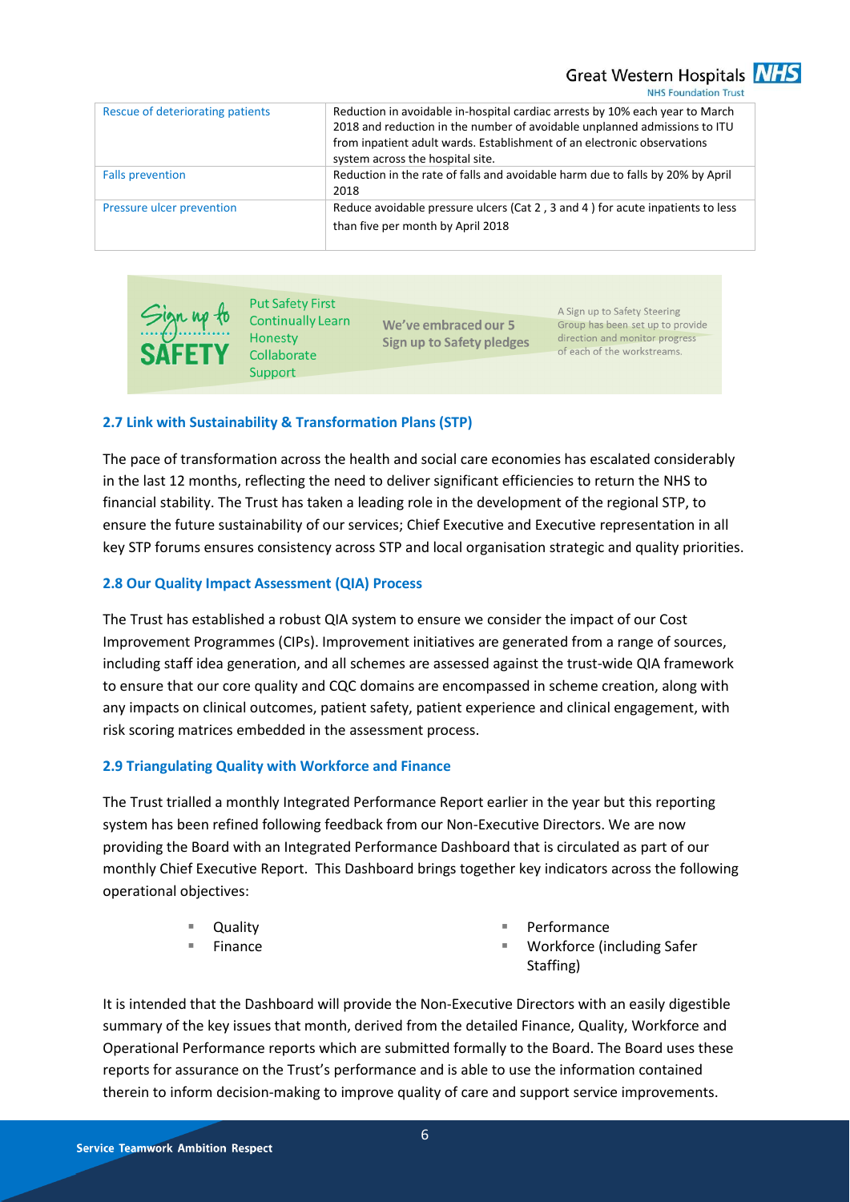| Rescue of deteriorating patients | Reduction in avoidable in-hospital cardiac arrests by 10% each year to March 2018 and reduction in the number of avoidable unplanned admissions to ITU from inpatient adult wards. Establishment of an electronic observations system across the hospital site. |
|---|---|
| Falls prevention | Reduction in the rate of falls and avoidable harm due to falls by 20% by April 2018 |
| Pressure ulcer prevention | Reduce avoidable pressure ulcers (Cat 2 , 3 and 4 ) for acute inpatients to less than five per month by April 2018 |

Sign up to SAFETY

Put Safety First
Continually Learn
Honesty
Collaborate
Support

We've embraced our 5 Sign up to Safety pledges

A Sign up to Safety Steering Group has been set up to provide direction and monitor progress of each of the workstreams.

### 2.7 Link with Sustainability & Transformation Plans (STP)

The pace of transformation across the health and social care economies has escalated considerably in the last 12 months, reflecting the need to deliver significant efficiencies to return the NHS to financial stability. The Trust has taken a leading role in the development of the regional STP, to ensure the future sustainability of our services; Chief Executive and Executive representation in all key STP forums ensures consistency across STP and local organisation strategic and quality priorities.

### 2.8 Our Quality Impact Assessment (QIA) Process

The Trust has established a robust QIA system to ensure we consider the impact of our Cost Improvement Programmes (CIPs). Improvement initiatives are generated from a range of sources, including staff idea generation, and all schemes are assessed against the trust-wide QIA framework to ensure that our core quality and CQC domains are encompassed in scheme creation, along with any impacts on clinical outcomes, patient safety, patient experience and clinical engagement, with risk scoring matrices embedded in the assessment process.

### 2.9 Triangulating Quality with Workforce and Finance

The Trust trialled a monthly Integrated Performance Report earlier in the year but this reporting system has been refined following feedback from our Non-Executive Directors. We are now providing the Board with an Integrated Performance Dashboard that is circulated as part of our monthly Chief Executive Report. This Dashboard brings together key indicators across the following operational objectives:

- Quality
- Finance
- Performance
- Workforce (including Safer Staffing)

It is intended that the Dashboard will provide the Non-Executive Directors with an easily digestible summary of the key issues that month, derived from the detailed Finance, Quality, Workforce and Operational Performance reports which are submitted formally to the Board. The Board uses these reports for assurance on the Trust's performance and is able to use the information contained therein to inform decision-making to improve quality of care and support service improvements.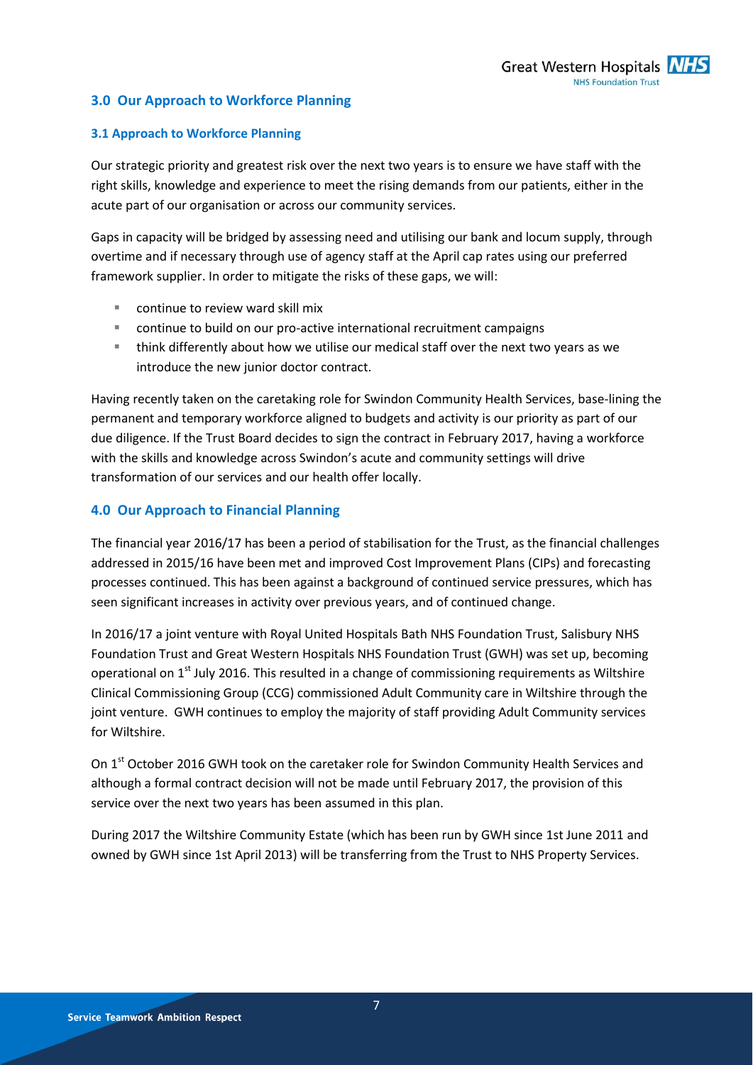## 3.0 Our Approach to Workforce Planning

### 3.1 Approach to Workforce Planning

Our strategic priority and greatest risk over the next two years is to ensure we have staff with the right skills, knowledge and experience to meet the rising demands from our patients, either in the acute part of our organisation or across our community services.

Gaps in capacity will be bridged by assessing need and utilising our bank and locum supply, through overtime and if necessary through use of agency staff at the April cap rates using our preferred framework supplier. In order to mitigate the risks of these gaps, we will:

- continue to review ward skill mix
- continue to build on our pro-active international recruitment campaigns
- think differently about how we utilise our medical staff over the next two years as we introduce the new junior doctor contract.

Having recently taken on the caretaking role for Swindon Community Health Services, base-lining the permanent and temporary workforce aligned to budgets and activity is our priority as part of our due diligence. If the Trust Board decides to sign the contract in February 2017, having a workforce with the skills and knowledge across Swindon's acute and community settings will drive transformation of our services and our health offer locally.

## 4.0 Our Approach to Financial Planning

The financial year 2016/17 has been a period of stabilisation for the Trust, as the financial challenges addressed in 2015/16 have been met and improved Cost Improvement Plans (CIPs) and forecasting processes continued. This has been against a background of continued service pressures, which has seen significant increases in activity over previous years, and of continued change.

In 2016/17 a joint venture with Royal United Hospitals Bath NHS Foundation Trust, Salisbury NHS Foundation Trust and Great Western Hospitals NHS Foundation Trust (GWH) was set up, becoming operational on 1st July 2016. This resulted in a change of commissioning requirements as Wiltshire Clinical Commissioning Group (CCG) commissioned Adult Community care in Wiltshire through the joint venture. GWH continues to employ the majority of staff providing Adult Community services for Wiltshire.

On 1st October 2016 GWH took on the caretaker role for Swindon Community Health Services and although a formal contract decision will not be made until February 2017, the provision of this service over the next two years has been assumed in this plan.

During 2017 the Wiltshire Community Estate (which has been run by GWH since 1st June 2011 and owned by GWH since 1st April 2013) will be transferring from the Trust to NHS Property Services.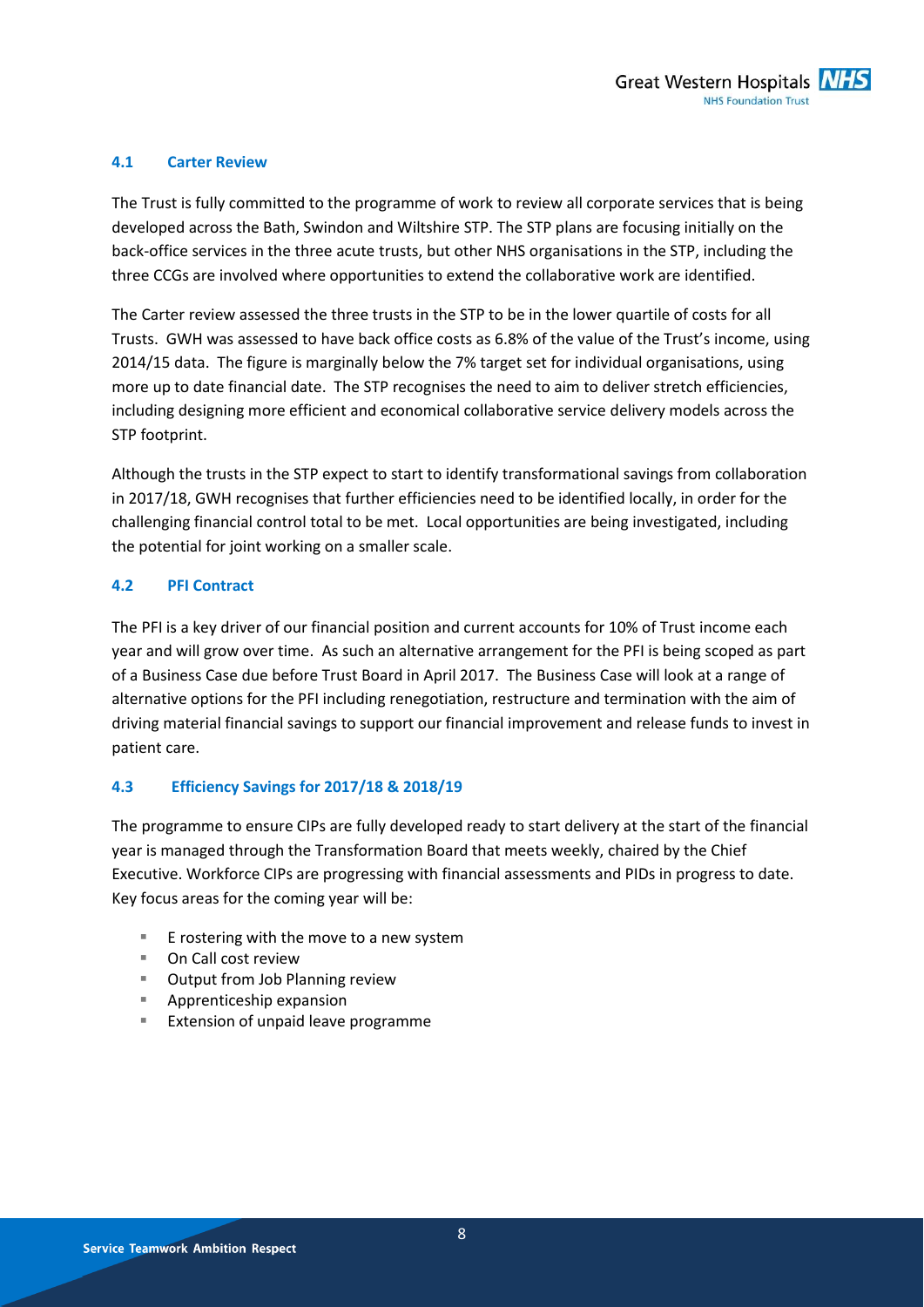### 4.1 Carter Review

The Trust is fully committed to the programme of work to review all corporate services that is being developed across the Bath, Swindon and Wiltshire STP. The STP plans are focusing initially on the back-office services in the three acute trusts, but other NHS organisations in the STP, including the three CCGs are involved where opportunities to extend the collaborative work are identified.

The Carter review assessed the three trusts in the STP to be in the lower quartile of costs for all Trusts. GWH was assessed to have back office costs as 6.8% of the value of the Trust's income, using 2014/15 data. The figure is marginally below the 7% target set for individual organisations, using more up to date financial date. The STP recognises the need to aim to deliver stretch efficiencies, including designing more efficient and economical collaborative service delivery models across the STP footprint.

Although the trusts in the STP expect to start to identify transformational savings from collaboration in 2017/18, GWH recognises that further efficiencies need to be identified locally, in order for the challenging financial control total to be met. Local opportunities are being investigated, including the potential for joint working on a smaller scale.

### 4.2 PFI Contract

The PFI is a key driver of our financial position and current accounts for 10% of Trust income each year and will grow over time. As such an alternative arrangement for the PFI is being scoped as part of a Business Case due before Trust Board in April 2017. The Business Case will look at a range of alternative options for the PFI including renegotiation, restructure and termination with the aim of driving material financial savings to support our financial improvement and release funds to invest in patient care.

### 4.3 Efficiency Savings for 2017/18 & 2018/19

The programme to ensure CIPs are fully developed ready to start delivery at the start of the financial year is managed through the Transformation Board that meets weekly, chaired by the Chief Executive. Workforce CIPs are progressing with financial assessments and PIDs in progress to date. Key focus areas for the coming year will be:

- E rostering with the move to a new system
- On Call cost review
- Output from Job Planning review
- Apprenticeship expansion
- Extension of unpaid leave programme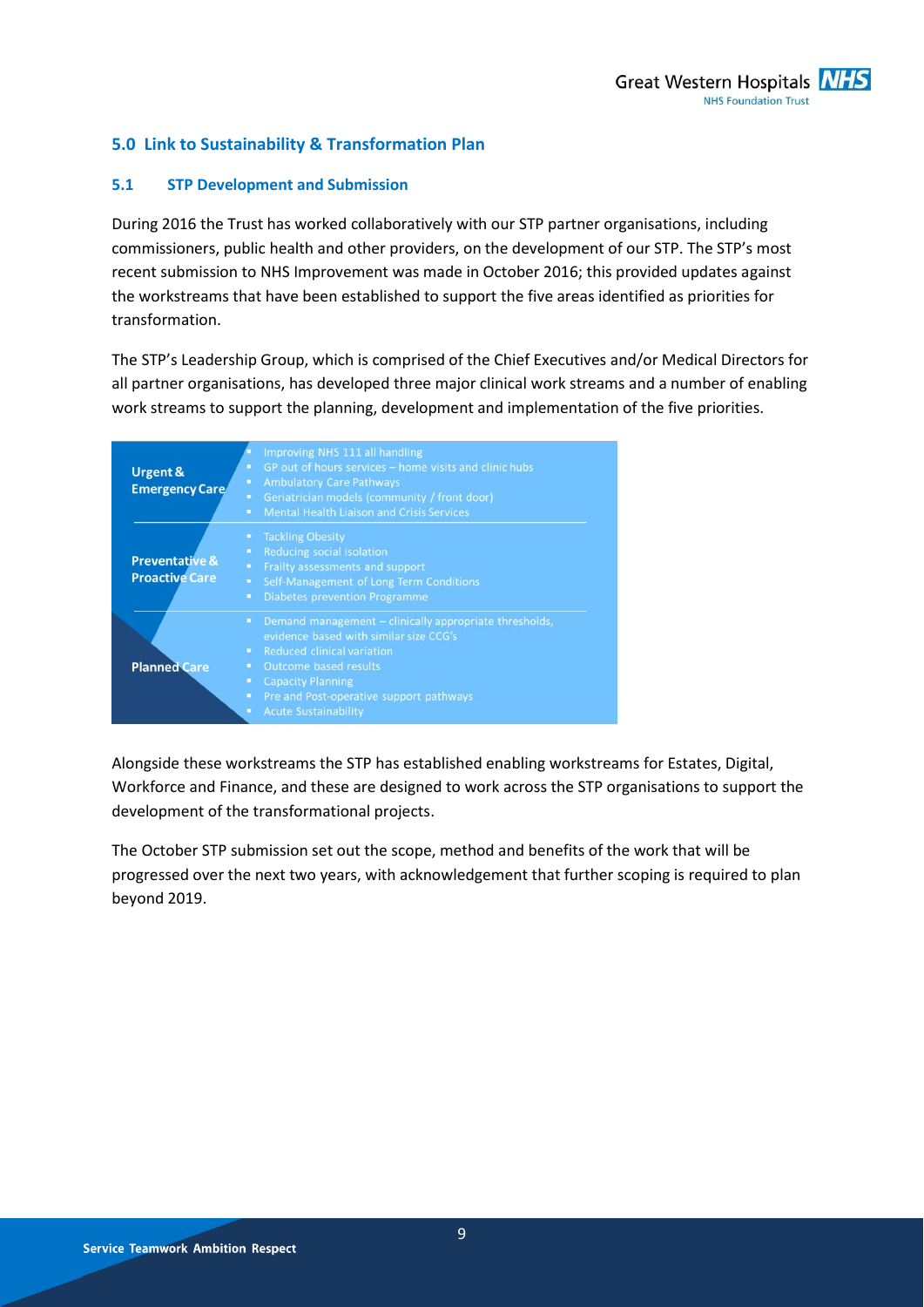## 5.0 Link to Sustainability & Transformation Plan

### 5.1 STP Development and Submission

During 2016 the Trust has worked collaboratively with our STP partner organisations, including commissioners, public health and other providers, on the development of our STP. The STP's most recent submission to NHS Improvement was made in October 2016; this provided updates against the workstreams that have been established to support the five areas identified as priorities for transformation.

The STP's Leadership Group, which is comprised of the Chief Executives and/or Medical Directors for all partner organisations, has developed three major clinical work streams and a number of enabling work streams to support the planning, development and implementation of the five priorities.

**Urgent & Emergency Care**
- Improving NHS 111 all handling
- GP out of hours services – home visits and clinic hubs
- Ambulatory Care Pathways
- Geriatrician models (community / front door)
- Mental Health Liaison and Crisis Services

**Preventative & Proactive Care**
- Tackling Obesity
- Reducing social isolation
- Frailty assessments and support
- Self-Management of Long Term Conditions
- Diabetes prevention Programme

**Planned Care**
- Demand management – clinically appropriate thresholds, evidence based with similar size CCG's
- Reduced clinical variation
- Outcome based results
- Capacity Planning
- Pre and Post-operative support pathways
- Acute Sustainability

Alongside these workstreams the STP has established enabling workstreams for Estates, Digital, Workforce and Finance, and these are designed to work across the STP organisations to support the development of the transformational projects.

The October STP submission set out the scope, method and benefits of the work that will be progressed over the next two years, with acknowledgement that further scoping is required to plan beyond 2019.